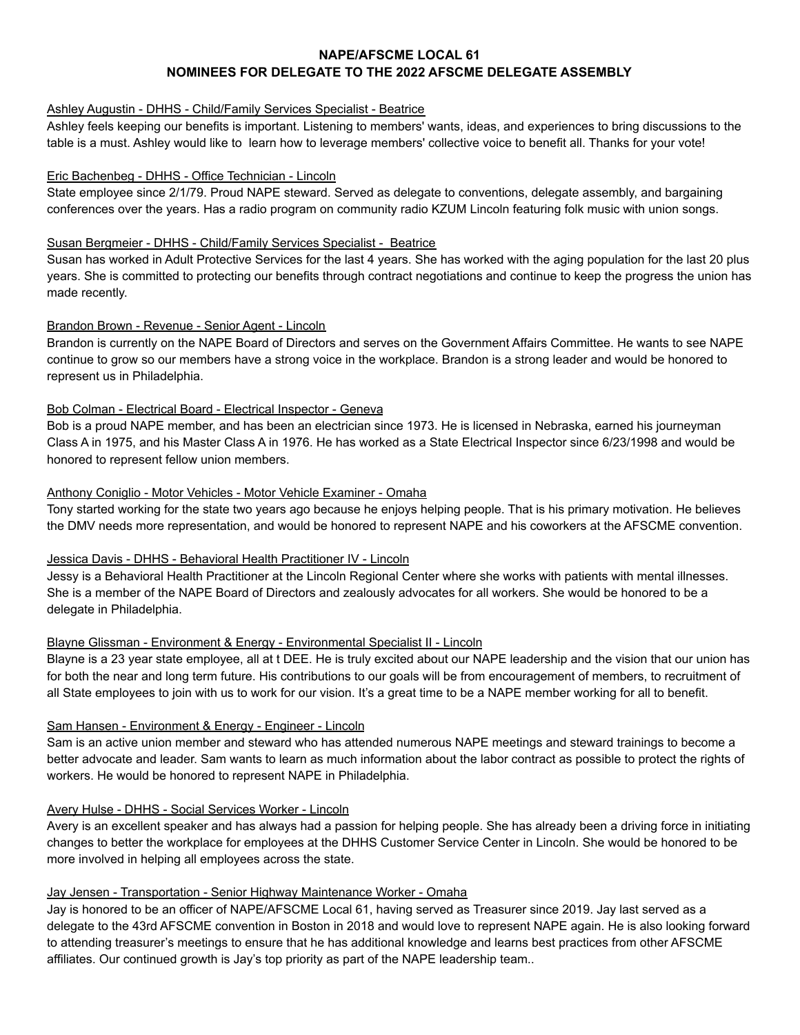# NAPE/AFSCME LOCAL 61
## NOMINEES FOR DELEGATE TO THE 2022 AFSCME DELEGATE ASSEMBLY

<u>Ashley Augustin - DHHS - Child/Family Services Specialist - Beatrice</u>

Ashley feels keeping our benefits is important. Listening to members' wants, ideas, and experiences to bring discussions to the table is a must. Ashley would like to learn how to leverage members' collective voice to benefit all. Thanks for your vote!

<u>Eric Bachenbeg - DHHS - Office Technician - Lincoln</u>

State employee since 2/1/79. Proud NAPE steward. Served as delegate to conventions, delegate assembly, and bargaining conferences over the years. Has a radio program on community radio KZUM Lincoln featuring folk music with union songs.

<u>Susan Bergmeier - DHHS - Child/Family Services Specialist - Beatrice</u>

Susan has worked in Adult Protective Services for the last 4 years. She has worked with the aging population for the last 20 plus years. She is committed to protecting our benefits through contract negotiations and continue to keep the progress the union has made recently.

<u>Brandon Brown - Revenue - Senior Agent - Lincoln</u>

Brandon is currently on the NAPE Board of Directors and serves on the Government Affairs Committee. He wants to see NAPE continue to grow so our members have a strong voice in the workplace. Brandon is a strong leader and would be honored to represent us in Philadelphia.

<u>Bob Colman - Electrical Board - Electrical Inspector - Geneva</u>

Bob is a proud NAPE member, and has been an electrician since 1973. He is licensed in Nebraska, earned his journeyman Class A in 1975, and his Master Class A in 1976. He has worked as a State Electrical Inspector since 6/23/1998 and would be honored to represent fellow union members.

<u>Anthony Coniglio - Motor Vehicles - Motor Vehicle Examiner - Omaha</u>

Tony started working for the state two years ago because he enjoys helping people. That is his primary motivation. He believes the DMV needs more representation, and would be honored to represent NAPE and his coworkers at the AFSCME convention.

<u>Jessica Davis - DHHS - Behavioral Health Practitioner IV - Lincoln</u>

Jessy is a Behavioral Health Practitioner at the Lincoln Regional Center where she works with patients with mental illnesses. She is a member of the NAPE Board of Directors and zealously advocates for all workers. She would be honored to be a delegate in Philadelphia.

<u>Blayne Glissman - Environment & Energy - Environmental Specialist II - Lincoln</u>

Blayne is a 23 year state employee, all at t DEE. He is truly excited about our NAPE leadership and the vision that our union has for both the near and long term future. His contributions to our goals will be from encouragement of members, to recruitment of all State employees to join with us to work for our vision. It's a great time to be a NAPE member working for all to benefit.

<u>Sam Hansen - Environment & Energy - Engineer - Lincoln</u>

Sam is an active union member and steward who has attended numerous NAPE meetings and steward trainings to become a better advocate and leader. Sam wants to learn as much information about the labor contract as possible to protect the rights of workers. He would be honored to represent NAPE in Philadelphia.

<u>Avery Hulse - DHHS - Social Services Worker - Lincoln</u>

Avery is an excellent speaker and has always had a passion for helping people. She has already been a driving force in initiating changes to better the workplace for employees at the DHHS Customer Service Center in Lincoln. She would be honored to be more involved in helping all employees across the state.

<u>Jay Jensen - Transportation - Senior Highway Maintenance Worker - Omaha</u>

Jay is honored to be an officer of NAPE/AFSCME Local 61, having served as Treasurer since 2019. Jay last served as a delegate to the 43rd AFSCME convention in Boston in 2018 and would love to represent NAPE again. He is also looking forward to attending treasurer's meetings to ensure that he has additional knowledge and learns best practices from other AFSCME affiliates. Our continued growth is Jay's top priority as part of the NAPE leadership team..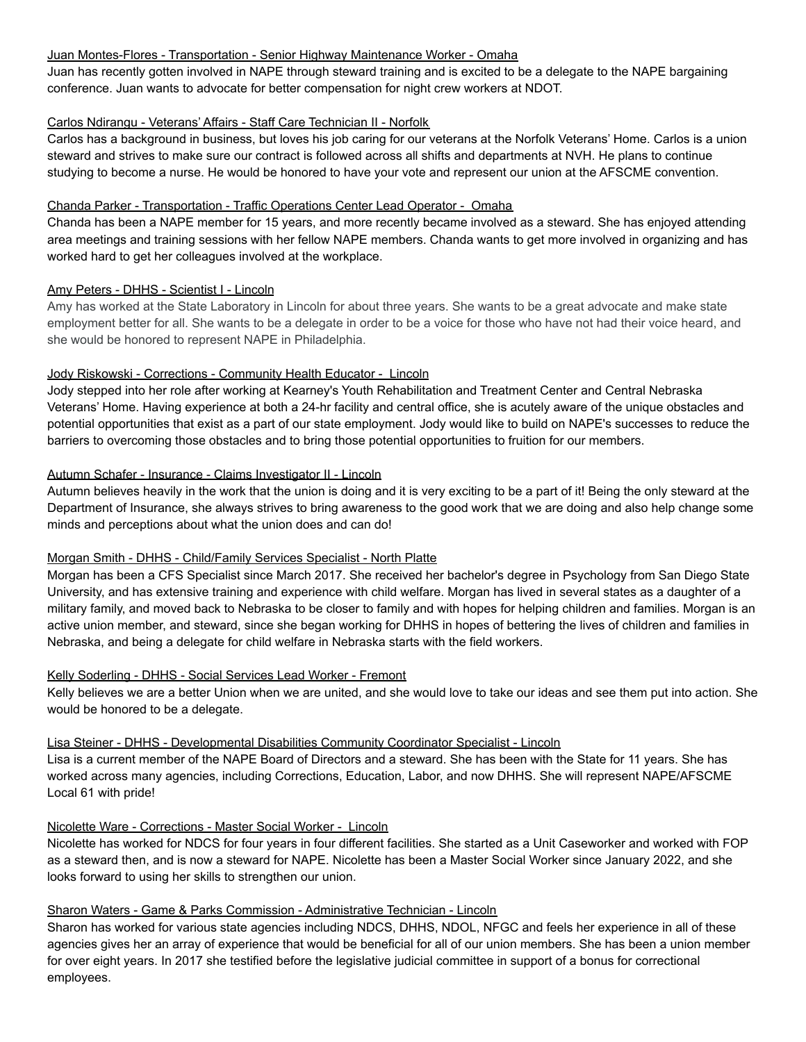Juan Montes-Flores - Transportation - Senior Highway Maintenance Worker - Omaha
Juan has recently gotten involved in NAPE through steward training and is excited to be a delegate to the NAPE bargaining conference. Juan wants to advocate for better compensation for night crew workers at NDOT.

Carlos Ndirangu - Veterans' Affairs - Staff Care Technician II - Norfolk
Carlos has a background in business, but loves his job caring for our veterans at the Norfolk Veterans' Home. Carlos is a union steward and strives to make sure our contract is followed across all shifts and departments at NVH. He plans to continue studying to become a nurse. He would be honored to have your vote and represent our union at the AFSCME convention.

Chanda Parker - Transportation - Traffic Operations Center Lead Operator - Omaha
Chanda has been a NAPE member for 15 years, and more recently became involved as a steward. She has enjoyed attending area meetings and training sessions with her fellow NAPE members. Chanda wants to get more involved in organizing and has worked hard to get her colleagues involved at the workplace.

Amy Peters - DHHS - Scientist I - Lincoln
Amy has worked at the State Laboratory in Lincoln for about three years. She wants to be a great advocate and make state employment better for all. She wants to be a delegate in order to be a voice for those who have not had their voice heard, and she would be honored to represent NAPE in Philadelphia.

Jody Riskowski - Corrections - Community Health Educator - Lincoln
Jody stepped into her role after working at Kearney's Youth Rehabilitation and Treatment Center and Central Nebraska Veterans' Home. Having experience at both a 24-hr facility and central office, she is acutely aware of the unique obstacles and potential opportunities that exist as a part of our state employment. Jody would like to build on NAPE's successes to reduce the barriers to overcoming those obstacles and to bring those potential opportunities to fruition for our members.

Autumn Schafer - Insurance - Claims Investigator II - Lincoln
Autumn believes heavily in the work that the union is doing and it is very exciting to be a part of it! Being the only steward at the Department of Insurance, she always strives to bring awareness to the good work that we are doing and also help change some minds and perceptions about what the union does and can do!

Morgan Smith - DHHS - Child/Family Services Specialist - North Platte
Morgan has been a CFS Specialist since March 2017. She received her bachelor's degree in Psychology from San Diego State University, and has extensive training and experience with child welfare. Morgan has lived in several states as a daughter of a military family, and moved back to Nebraska to be closer to family and with hopes for helping children and families. Morgan is an active union member, and steward, since she began working for DHHS in hopes of bettering the lives of children and families in Nebraska, and being a delegate for child welfare in Nebraska starts with the field workers.

Kelly Soderling - DHHS - Social Services Lead Worker - Fremont
Kelly believes we are a better Union when we are united, and she would love to take our ideas and see them put into action. She would be honored to be a delegate.

Lisa Steiner - DHHS - Developmental Disabilities Community Coordinator Specialist - Lincoln
Lisa is a current member of the NAPE Board of Directors and a steward. She has been with the State for 11 years. She has worked across many agencies, including Corrections, Education, Labor, and now DHHS. She will represent NAPE/AFSCME Local 61 with pride!

Nicolette Ware - Corrections - Master Social Worker - Lincoln
Nicolette has worked for NDCS for four years in four different facilities. She started as a Unit Caseworker and worked with FOP as a steward then, and is now a steward for NAPE. Nicolette has been a Master Social Worker since January 2022, and she looks forward to using her skills to strengthen our union.

Sharon Waters - Game & Parks Commission - Administrative Technician - Lincoln
Sharon has worked for various state agencies including NDCS, DHHS, NDOL, NFGC and feels her experience in all of these agencies gives her an array of experience that would be beneficial for all of our union members. She has been a union member for over eight years. In 2017 she testified before the legislative judicial committee in support of a bonus for correctional employees.